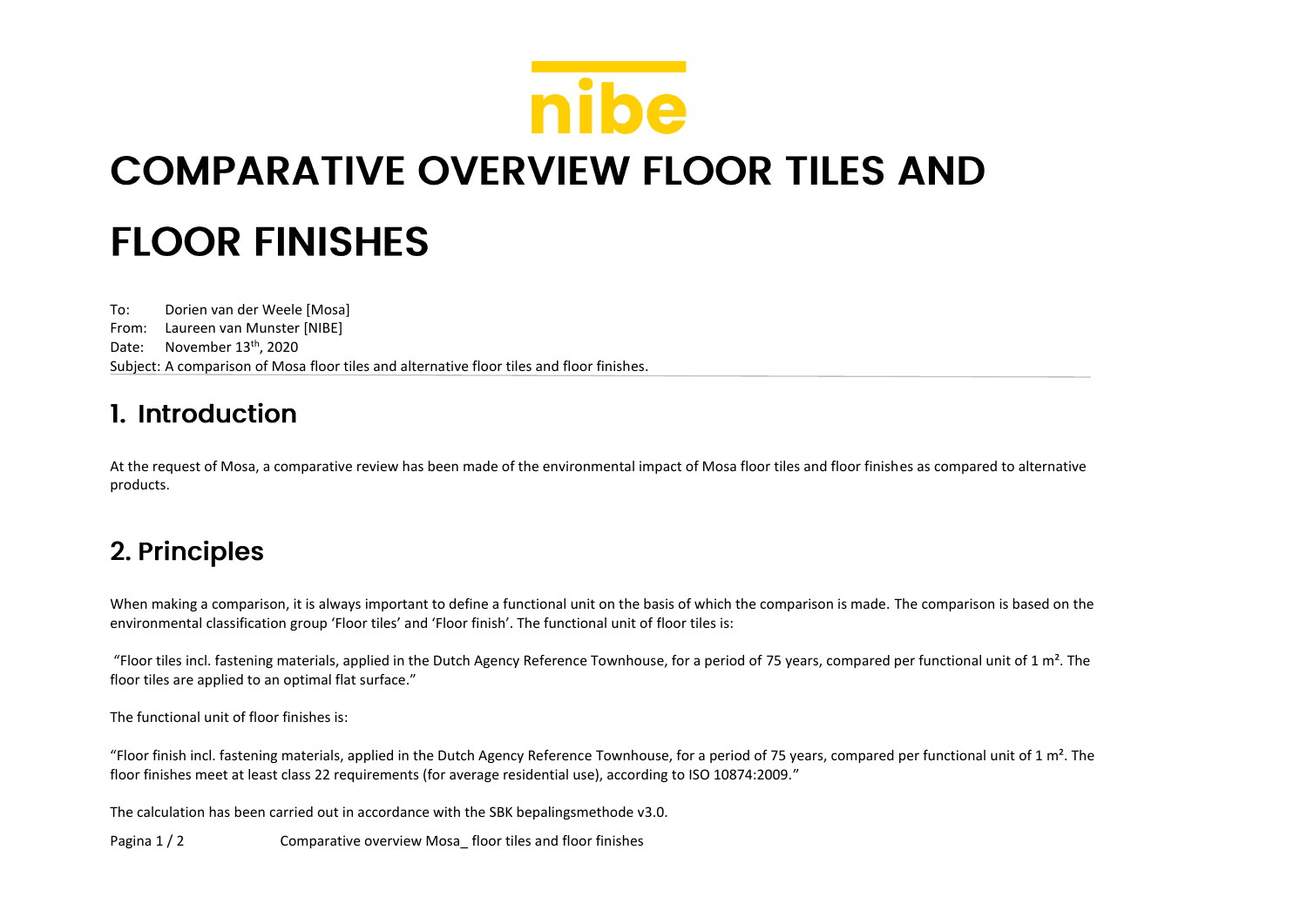nibe

# COMPARATIVE OVERVIEW FLOOR TILES AND FLOOR FINISHES

To: Dorien van der Weele [Mosa]
From: Laureen van Munster [NIBE]
Date: November 13th, 2020
Subject: A comparison of Mosa floor tiles and alternative floor tiles and floor finishes.

## 1. Introduction

At the request of Mosa, a comparative review has been made of the environmental impact of Mosa floor tiles and floor finishes as compared to alternative products.

## 2. Principles

When making a comparison, it is always important to define a functional unit on the basis of which the comparison is made. The comparison is based on the environmental classification group 'Floor tiles' and 'Floor finish'. The functional unit of floor tiles is:

"Floor tiles incl. fastening materials, applied in the Dutch Agency Reference Townhouse, for a period of 75 years, compared per functional unit of 1 m². The floor tiles are applied to an optimal flat surface."

The functional unit of floor finishes is:

"Floor finish incl. fastening materials, applied in the Dutch Agency Reference Townhouse, for a period of 75 years, compared per functional unit of 1 m². The floor finishes meet at least class 22 requirements (for average residential use), according to ISO 10874:2009."

The calculation has been carried out in accordance with the SBK bepalingsmethode v3.0.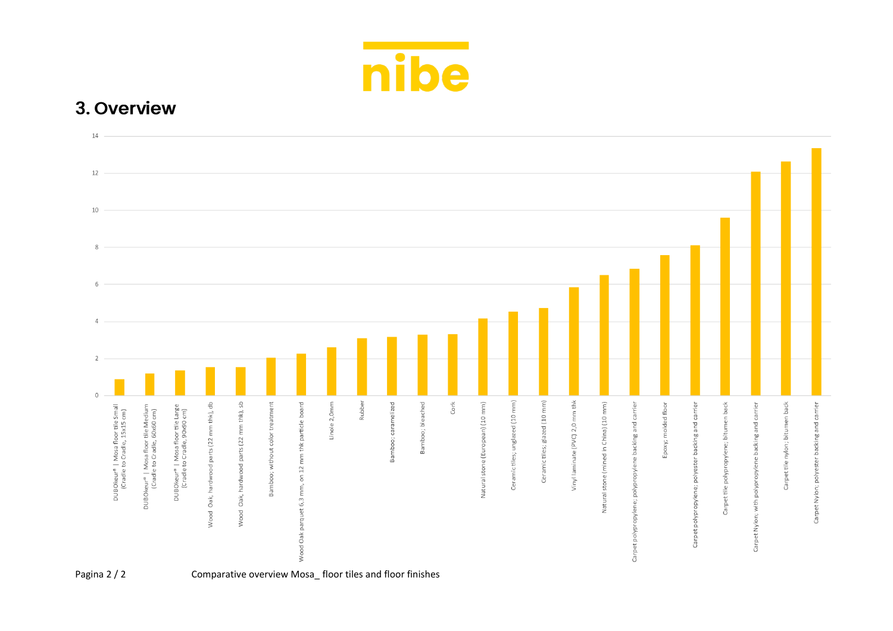# 3. Overview

14
12
10
8
6
4
2
0

DUBOkeur® | Mosa floor tile Small (Cradle to Cradle, 15x15 cm)
DUBOkeur® | Mosa floor tile Medium (Cradle to Cradle, 60x60 cm)
DUBOkeur® | Mosa floor tile Large (Cradle to Cradle, 90x90 cm)
Wood Oak, hardwood parts (22 mm thk), db
Wood Oak, hardwood parts (22 mm thk), sb
Bamboo; without color treatment
Wood Oak parquet 6,3 mm, on 12 mm thk particle board
Linole 2,0mm
Rubber
Bamboo; caramelized
Bamboo; bleached
Cork
Natural stone (European) (10 mm)
Ceramic tiles; unglazed (10 mm)
Ceramic tiles; glazed (10 mm)
Vinyl laminate (PVC) 2,0 mm thk
Natural stone (mined in China) (10 mm)
Carpet polypropylene; polypropylene backing and carrier
Epoxy; molded floor
Carpet polypropylene; polyester backing and carrier
Carpet tile polypropylene; bitumen back
Carpet Nylon; with polypropylene backing and carrier
Carpet tile nylon; bitumen back
Carpet Nylon; polyester backing and carrier

Comparative overview Mosa_ floor tiles and floor finishes